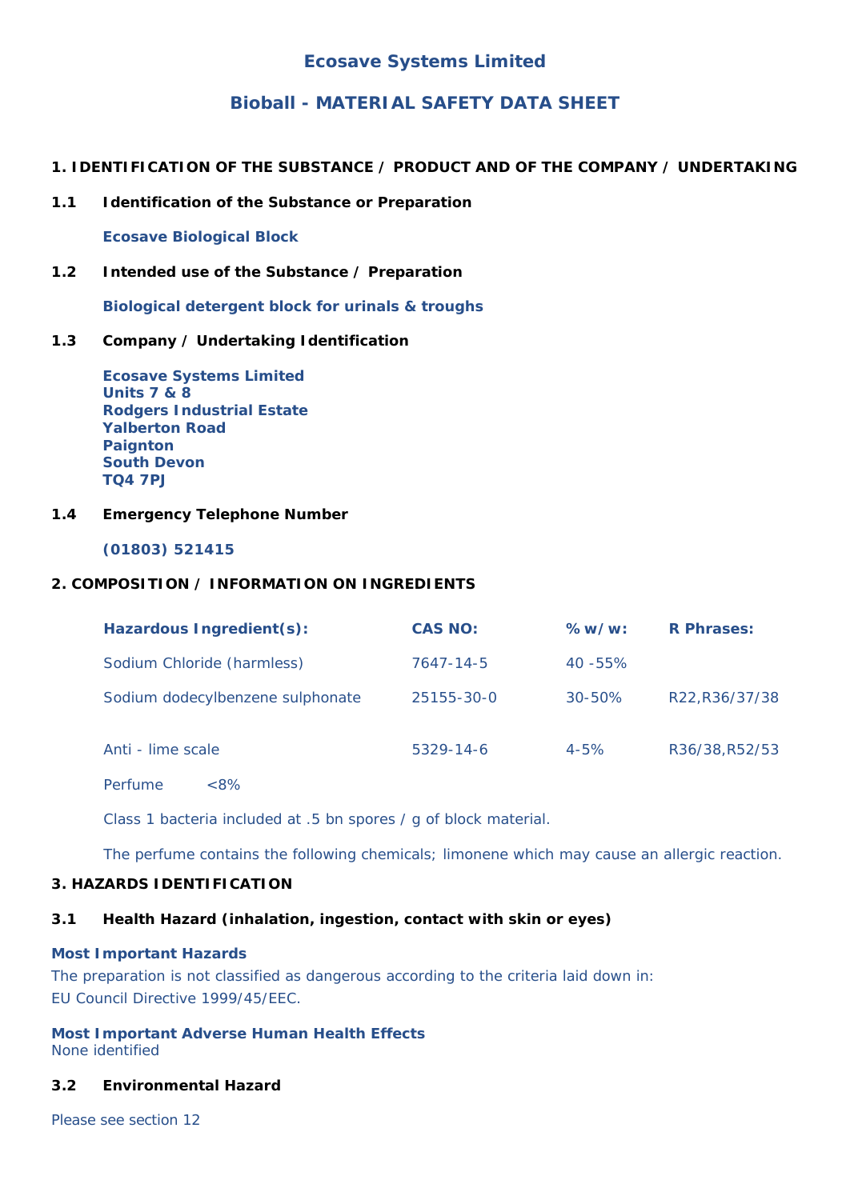# Ecosave Systems Limited

## Bioball - MATERIAL SAFETY DATA SHEET

### 1. IDENTIFICATION OF THE SUBSTANCE / PRODUCT AND OF THE COMPANY / UNDERTAKING

**1.1 Identification of the Substance or Preparation**

**Ecosave Biological Block**

**1.2 Intended use of the Substance / Preparation**

**Biological detergent block for urinals & troughs**

**1.3 Company / Undertaking Identification**

**Ecosave Systems Limited**
**Units 7 & 8**
**Rodgers Industrial Estate**
**Yalberton Road**
**Paignton**
**South Devon**
**TQ4 7PJ**

**1.4 Emergency Telephone Number**

**(01803) 521415**

### 2. COMPOSITION / INFORMATION ON INGREDIENTS

| Hazardous Ingredient(s): | CAS NO: | % w/w: | R Phrases: |
|---|---|---|---|
| Sodium Chloride (harmless) | 7647-14-5 | 40 -55% | |
| Sodium dodecylbenzene sulphonate | 25155-30-0 | 30-50% | R22,R36/37/38 |
| Anti - lime scale | 5329-14-6 | 4-5% | R36/38,R52/53 |
| Perfume <8% | | | |

Class 1 bacteria included at .5 bn spores / g of block material.

The perfume contains the following chemicals; limonene which may cause an allergic reaction.

### 3. HAZARDS IDENTIFICATION

**3.1 Health Hazard (inhalation, ingestion, contact with skin or eyes)**

**Most Important Hazards**
The preparation is not classified as dangerous according to the criteria laid down in:
EU Council Directive 1999/45/EEC.

**Most Important Adverse Human Health Effects**
None identified

**3.2 Environmental Hazard**

Please see section 12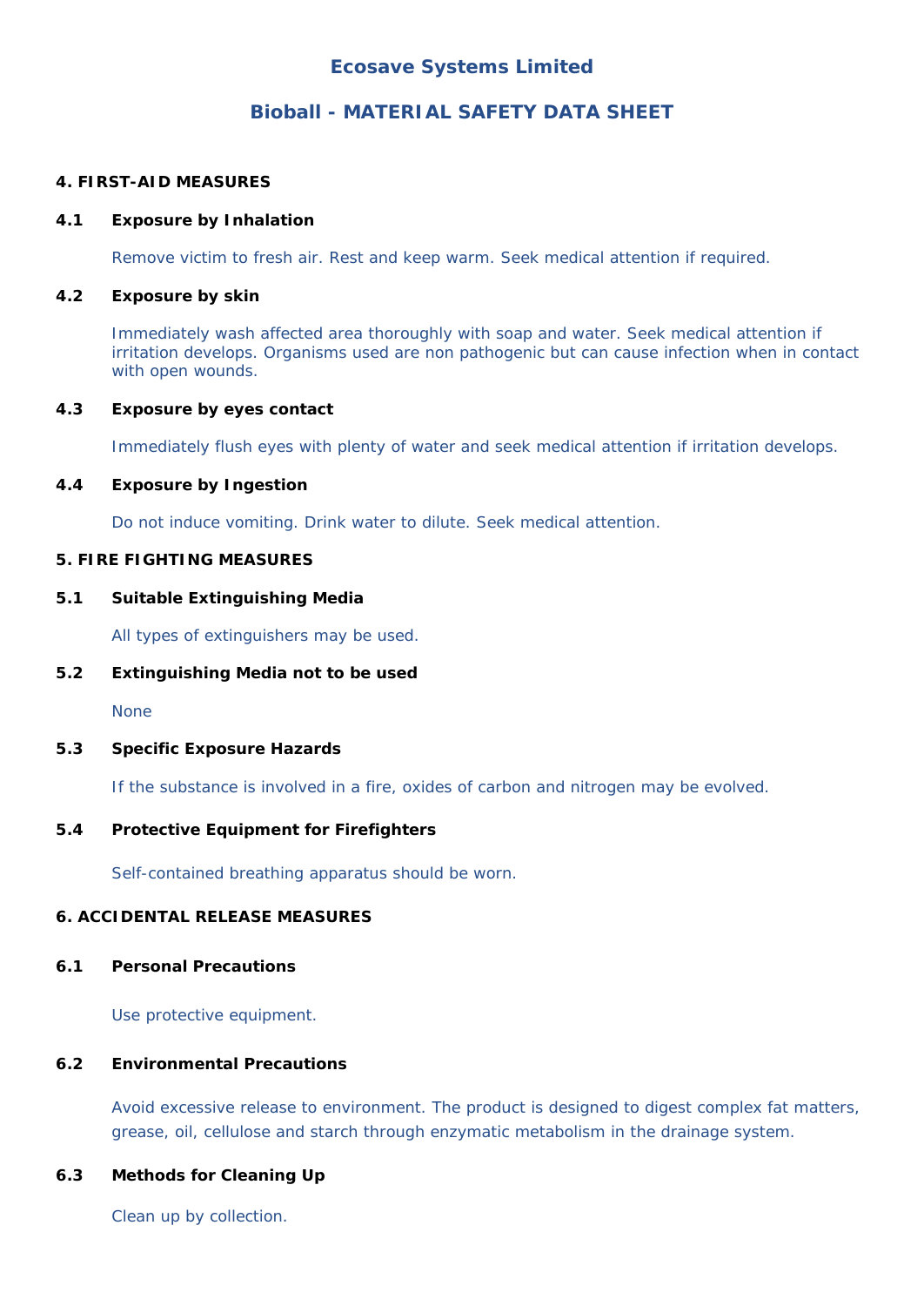# Ecosave Systems Limited

## Bioball - MATERIAL SAFETY DATA SHEET

### 4. FIRST-AID MEASURES

#### 4.1 Exposure by Inhalation

Remove victim to fresh air. Rest and keep warm. Seek medical attention if required.

#### 4.2 Exposure by skin

Immediately wash affected area thoroughly with soap and water. Seek medical attention if irritation develops. Organisms used are non pathogenic but can cause infection when in contact with open wounds.

#### 4.3 Exposure by eyes contact

Immediately flush eyes with plenty of water and seek medical attention if irritation develops.

#### 4.4 Exposure by Ingestion

Do not induce vomiting. Drink water to dilute. Seek medical attention.

### 5. FIRE FIGHTING MEASURES

#### 5.1 Suitable Extinguishing Media

All types of extinguishers may be used.

#### 5.2 Extinguishing Media not to be used

None

#### 5.3 Specific Exposure Hazards

If the substance is involved in a fire, oxides of carbon and nitrogen may be evolved.

#### 5.4 Protective Equipment for Firefighters

Self-contained breathing apparatus should be worn.

### 6. ACCIDENTAL RELEASE MEASURES

#### 6.1 Personal Precautions

Use protective equipment.

#### 6.2 Environmental Precautions

Avoid excessive release to environment. The product is designed to digest complex fat matters, grease, oil, cellulose and starch through enzymatic metabolism in the drainage system.

#### 6.3 Methods for Cleaning Up

Clean up by collection.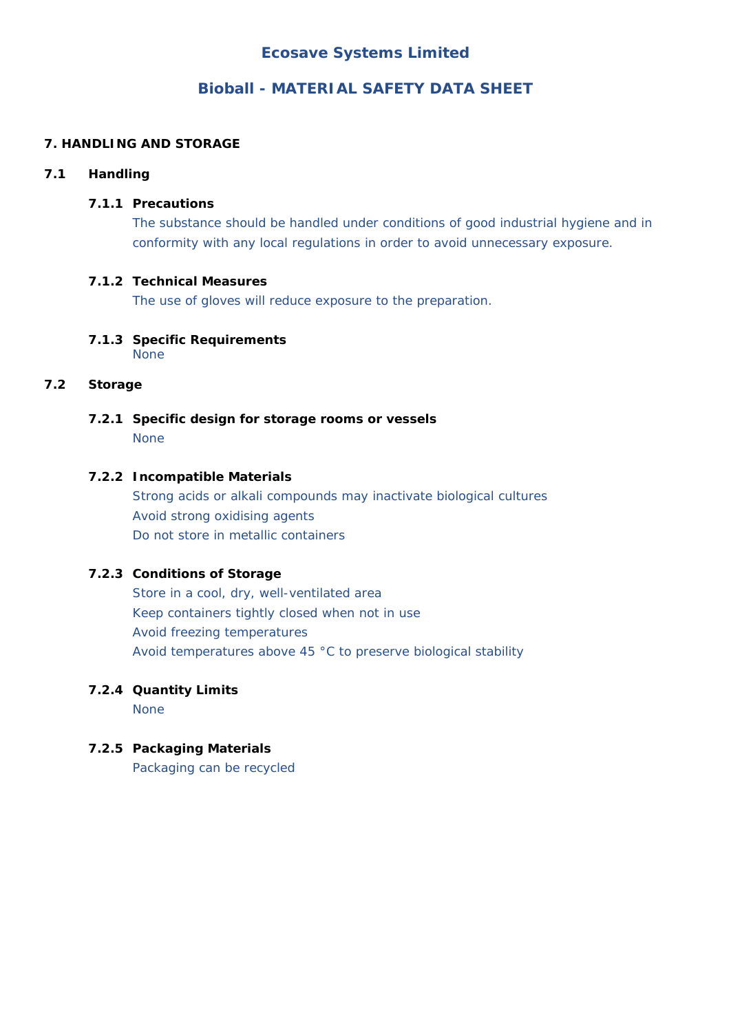# Ecosave Systems Limited

## Bioball - MATERIAL SAFETY DATA SHEET

### 7. HANDLING AND STORAGE

#### 7.1 Handling

**7.1.1 Precautions**

The substance should be handled under conditions of good industrial hygiene and in conformity with any local regulations in order to avoid unnecessary exposure.

**7.1.2 Technical Measures**

The use of gloves will reduce exposure to the preparation.

**7.1.3 Specific Requirements**

None

#### 7.2 Storage

**7.2.1 Specific design for storage rooms or vessels**

None

**7.2.2 Incompatible Materials**

Strong acids or alkali compounds may inactivate biological cultures
Avoid strong oxidising agents
Do not store in metallic containers

**7.2.3 Conditions of Storage**

Store in a cool, dry, well-ventilated area
Keep containers tightly closed when not in use
Avoid freezing temperatures
Avoid temperatures above 45 °C to preserve biological stability

**7.2.4 Quantity Limits**

None

**7.2.5 Packaging Materials**

Packaging can be recycled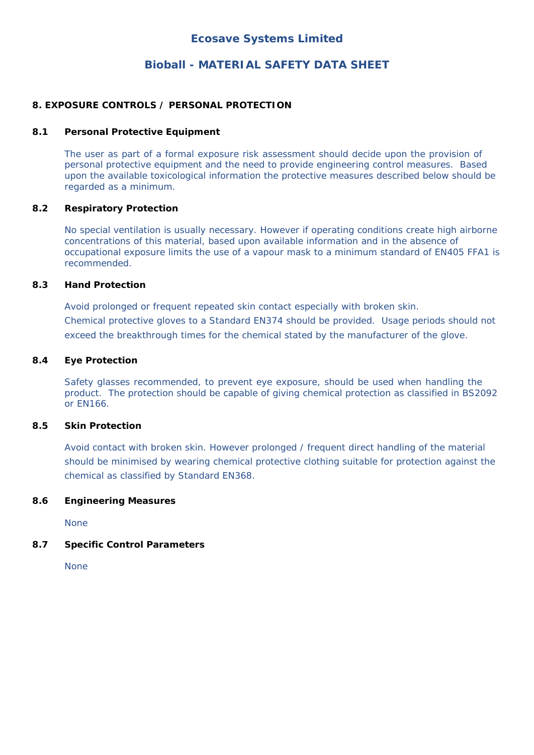# Ecosave Systems Limited

## Bioball - MATERIAL SAFETY DATA SHEET

### 8. EXPOSURE CONTROLS / PERSONAL PROTECTION

#### 8.1 Personal Protective Equipment

The user as part of a formal exposure risk assessment should decide upon the provision of personal protective equipment and the need to provide engineering control measures. Based upon the available toxicological information the protective measures described below should be regarded as a minimum.

#### 8.2 Respiratory Protection

No special ventilation is usually necessary. However if operating conditions create high airborne concentrations of this material, based upon available information and in the absence of occupational exposure limits the use of a vapour mask to a minimum standard of EN405 FFA1 is recommended.

#### 8.3 Hand Protection

Avoid prolonged or frequent repeated skin contact especially with broken skin.
Chemical protective gloves to a Standard EN374 should be provided. Usage periods should not exceed the breakthrough times for the chemical stated by the manufacturer of the glove.

#### 8.4 Eye Protection

Safety glasses recommended, to prevent eye exposure, should be used when handling the product. The protection should be capable of giving chemical protection as classified in BS2092 or EN166.

#### 8.5 Skin Protection

Avoid contact with broken skin. However prolonged / frequent direct handling of the material should be minimised by wearing chemical protective clothing suitable for protection against the chemical as classified by Standard EN368.

#### 8.6 Engineering Measures

None

#### 8.7 Specific Control Parameters

None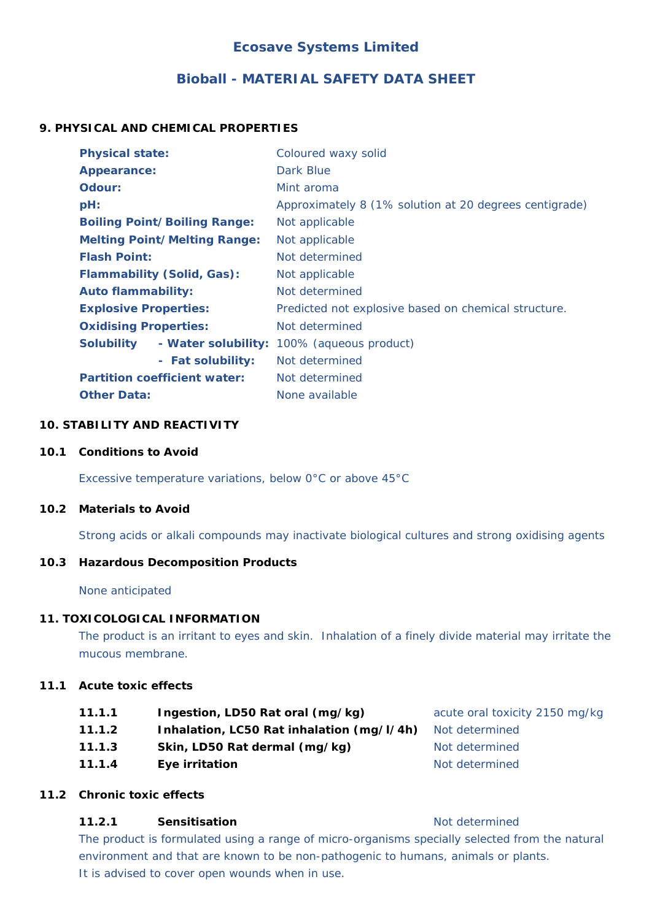# Ecosave Systems Limited

## Bioball - MATERIAL SAFETY DATA SHEET

### 9. PHYSICAL AND CHEMICAL PROPERTIES

| | |
|---|---|
| **Physical state:** | Coloured waxy solid |
| **Appearance:** | Dark Blue |
| **Odour:** | Mint aroma |
| **pH:** | Approximately 8 (1% solution at 20 degrees centigrade) |
| **Boiling Point/Boiling Range:** | Not applicable |
| **Melting Point/Melting Range:** | Not applicable |
| **Flash Point:** | Not determined |
| **Flammability (Solid, Gas):** | Not applicable |
| **Auto flammability:** | Not determined |
| **Explosive Properties:** | Predicted not explosive based on chemical structure. |
| **Oxidising Properties:** | Not determined |
| **Solubility - Water solubility:** | 100% (aqueous product) |
| **- Fat solubility:** | Not determined |
| **Partition coefficient water:** | Not determined |
| **Other Data:** | None available |

### 10. STABILITY AND REACTIVITY

#### 10.1 Conditions to Avoid

Excessive temperature variations, below 0°C or above 45°C

#### 10.2 Materials to Avoid

Strong acids or alkali compounds may inactivate biological cultures and strong oxidising agents

#### 10.3 Hazardous Decomposition Products

None anticipated

### 11. TOXICOLOGICAL INFORMATION

The product is an irritant to eyes and skin. Inhalation of a finely divide material may irritate the mucous membrane.

#### 11.1 Acute toxic effects

| | | |
|---|---|---|
| **11.1.1** | **Ingestion, LD50 Rat oral (mg/kg)** | acute oral toxicity 2150 mg/kg |
| **11.1.2** | **Inhalation, LC50 Rat inhalation (mg/l/4h)** | Not determined |
| **11.1.3** | **Skin, LD50 Rat dermal (mg/kg)** | Not determined |
| **11.1.4** | **Eye irritation** | Not determined |

#### 11.2 Chronic toxic effects

**11.2.1 Sensitisation** — Not determined

The product is formulated using a range of micro-organisms specially selected from the natural environment and that are known to be non-pathogenic to humans, animals or plants.
It is advised to cover open wounds when in use.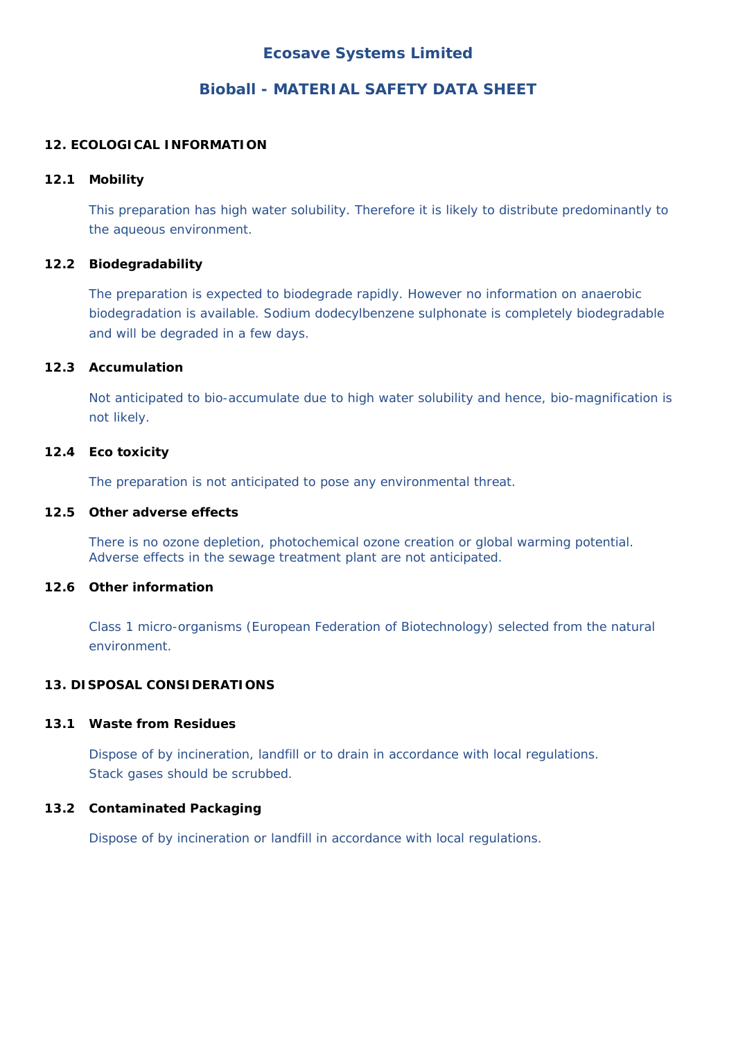# Ecosave Systems Limited

## Bioball - MATERIAL SAFETY DATA SHEET

### 12. ECOLOGICAL INFORMATION

**12.1 Mobility**

This preparation has high water solubility. Therefore it is likely to distribute predominantly to the aqueous environment.

**12.2 Biodegradability**

The preparation is expected to biodegrade rapidly. However no information on anaerobic biodegradation is available. Sodium dodecylbenzene sulphonate is completely biodegradable and will be degraded in a few days.

**12.3 Accumulation**

Not anticipated to bio-accumulate due to high water solubility and hence, bio-magnification is not likely.

**12.4 Eco toxicity**

The preparation is not anticipated to pose any environmental threat.

**12.5 Other adverse effects**

There is no ozone depletion, photochemical ozone creation or global warming potential. Adverse effects in the sewage treatment plant are not anticipated.

**12.6 Other information**

Class 1 micro-organisms (European Federation of Biotechnology) selected from the natural environment.

### 13. DISPOSAL CONSIDERATIONS

**13.1 Waste from Residues**

Dispose of by incineration, landfill or to drain in accordance with local regulations.
Stack gases should be scrubbed.

**13.2 Contaminated Packaging**

Dispose of by incineration or landfill in accordance with local regulations.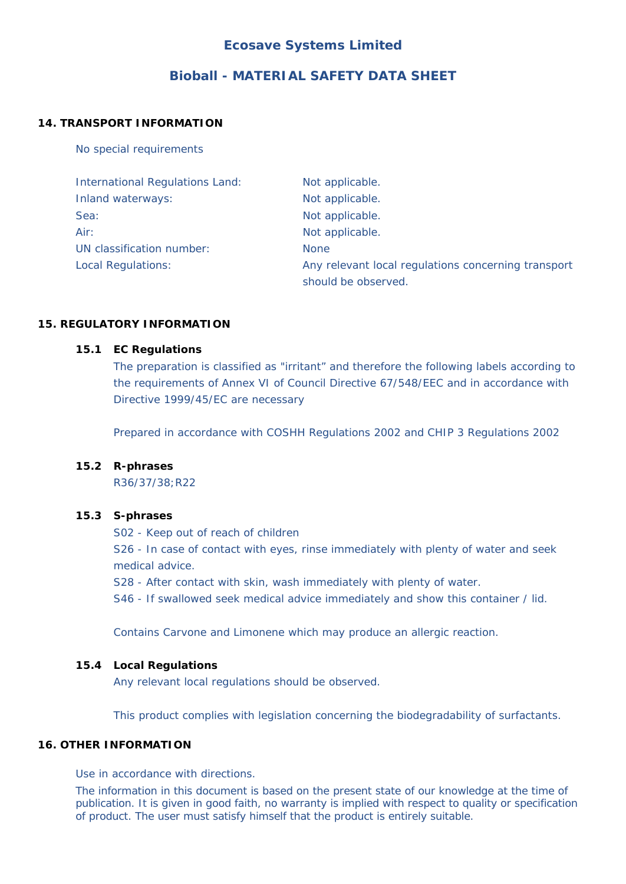# Ecosave Systems Limited

## Bioball - MATERIAL SAFETY DATA SHEET

### 14. TRANSPORT INFORMATION

No special requirements

| | |
|---|---|
| International Regulations Land: | Not applicable. |
| Inland waterways: | Not applicable. |
| Sea: | Not applicable. |
| Air: | Not applicable. |
| UN classification number: | None |
| Local Regulations: | Any relevant local regulations concerning transport should be observed. |

### 15. REGULATORY INFORMATION

**15.1 EC Regulations**

The preparation is classified as "irritant" and therefore the following labels according to the requirements of Annex VI of Council Directive 67/548/EEC and in accordance with Directive 1999/45/EC are necessary

Prepared in accordance with COSHH Regulations 2002 and CHIP 3 Regulations 2002

**15.2 R-phrases**

R36/37/38;R22

**15.3 S-phrases**

S02 - Keep out of reach of children
S26 - In case of contact with eyes, rinse immediately with plenty of water and seek medical advice.
S28 - After contact with skin, wash immediately with plenty of water.
S46 - If swallowed seek medical advice immediately and show this container / lid.

Contains Carvone and Limonene which may produce an allergic reaction.

**15.4 Local Regulations**

Any relevant local regulations should be observed.

This product complies with legislation concerning the biodegradability of surfactants.

### 16. OTHER INFORMATION

Use in accordance with directions.

The information in this document is based on the present state of our knowledge at the time of publication. It is given in good faith, no warranty is implied with respect to quality or specification of product. The user must satisfy himself that the product is entirely suitable.